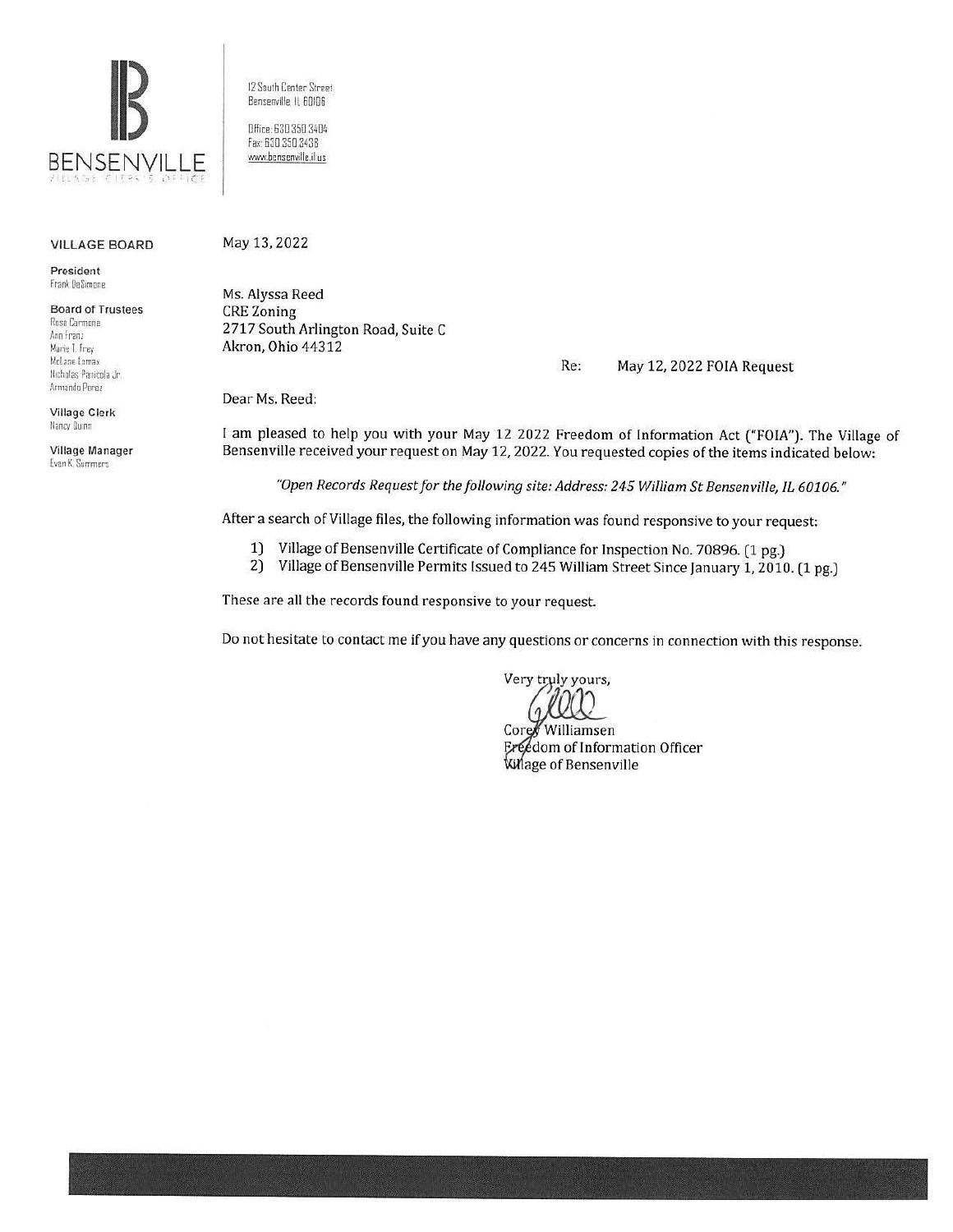BENSENVILLE
VILLAGE CLERK'S OFFICE

12 South Center Street
Bensenville, IL 60106

Office: 630.350.3404
Fax: 630.350.3438
www.bensenville.il.us

**VILLAGE BOARD**

**President**
Frank DeSimone

**Board of Trustees**
Rosa Carmona
Ann Franz
Marie T. Frey
McLane Lomax
Nicholas Panicola Jr.
Armando Perez

**Village Clerk**
Nancy Quinn

**Village Manager**
Evan K. Summers

May 13, 2022

Ms. Alyssa Reed
CRE Zoning
2717 South Arlington Road, Suite C
Akron, Ohio 44312

Re: May 12, 2022 FOIA Request

Dear Ms. Reed:

I am pleased to help you with your May 12 2022 Freedom of Information Act ("FOIA"). The Village of Bensenville received your request on May 12, 2022. You requested copies of the items indicated below:

*"Open Records Request for the following site: Address: 245 William St Bensenville, IL 60106."*

After a search of Village files, the following information was found responsive to your request:

1) Village of Bensenville Certificate of Compliance for Inspection No. 70896. (1 pg.)
2) Village of Bensenville Permits Issued to 245 William Street Since January 1, 2010. (1 pg.)

These are all the records found responsive to your request.

Do not hesitate to contact me if you have any questions or concerns in connection with this response.

Very truly yours,

Corey Williamsen
Freedom of Information Officer
Village of Bensenville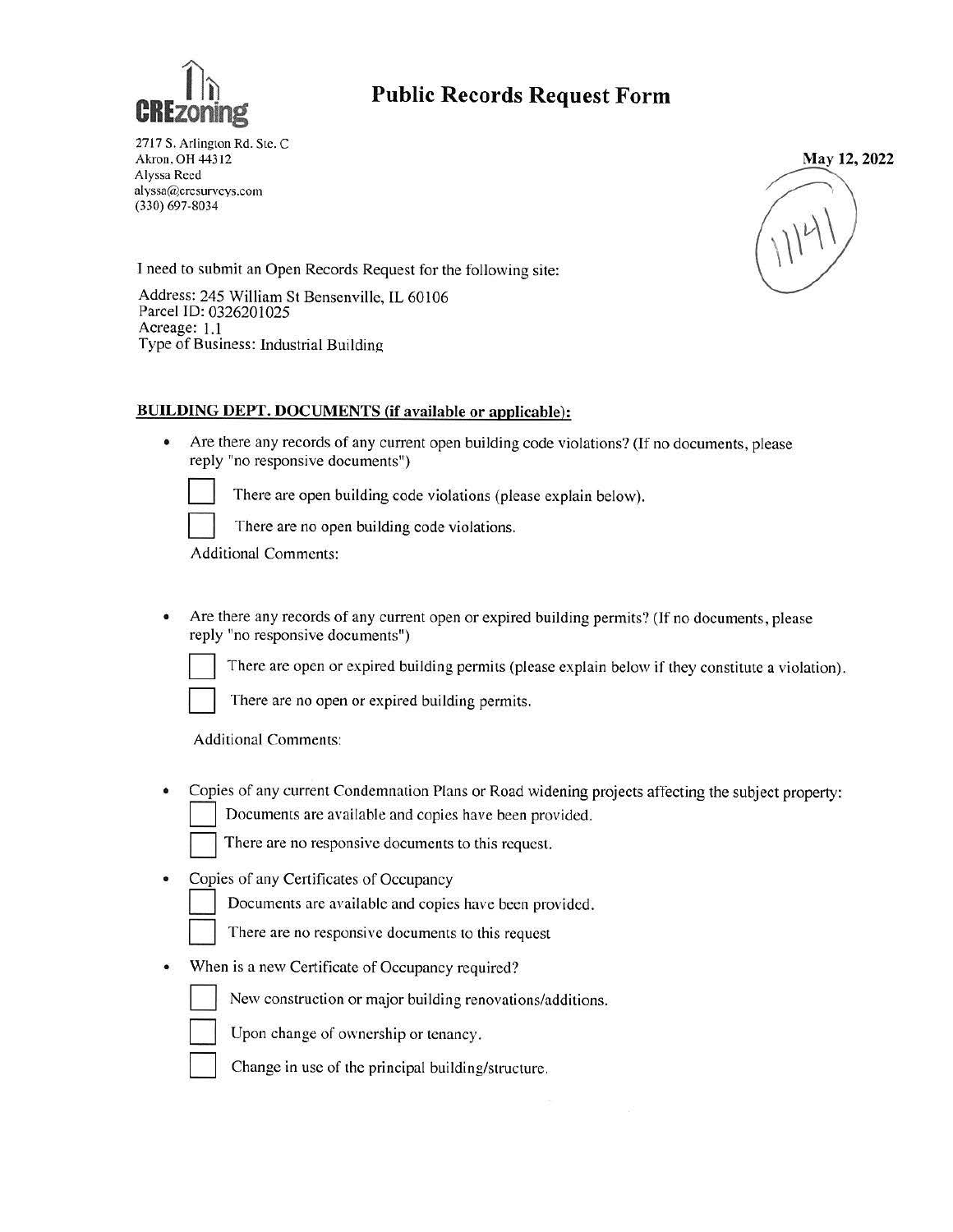**CREzoning**

# Public Records Request Form

2717 S. Arlington Rd. Ste. C
Akron, OH 44312
Alyssa Reed
alyssa@cresurveys.com
(330) 697-8034

**May 12, 2022**

1141

I need to submit an Open Records Request for the following site:

Address: 245 William St Bensenville, IL 60106
Parcel ID: 0326201025
Acreage: 1.1
Type of Business: Industrial Building

**BUILDING DEPT. DOCUMENTS (if available or applicable):**

- Are there any records of any current open building code violations? (If no documents, please reply "no responsive documents")
  - ☐ There are open building code violations (please explain below).
  - ☐ There are no open building code violations.

  Additional Comments:

- Are there any records of any current open or expired building permits? (If no documents, please reply "no responsive documents")
  - ☐ There are open or expired building permits (please explain below if they constitute a violation).
  - ☐ There are no open or expired building permits.

  Additional Comments:

- Copies of any current Condemnation Plans or Road widening projects affecting the subject property:
  - ☐ Documents are available and copies have been provided.
  - ☐ There are no responsive documents to this request.

- Copies of any Certificates of Occupancy
  - ☐ Documents are available and copies have been provided.
  - ☐ There are no responsive documents to this request

- When is a new Certificate of Occupancy required?
  - ☐ New construction or major building renovations/additions.
  - ☐ Upon change of ownership or tenancy.
  - ☐ Change in use of the principal building/structure.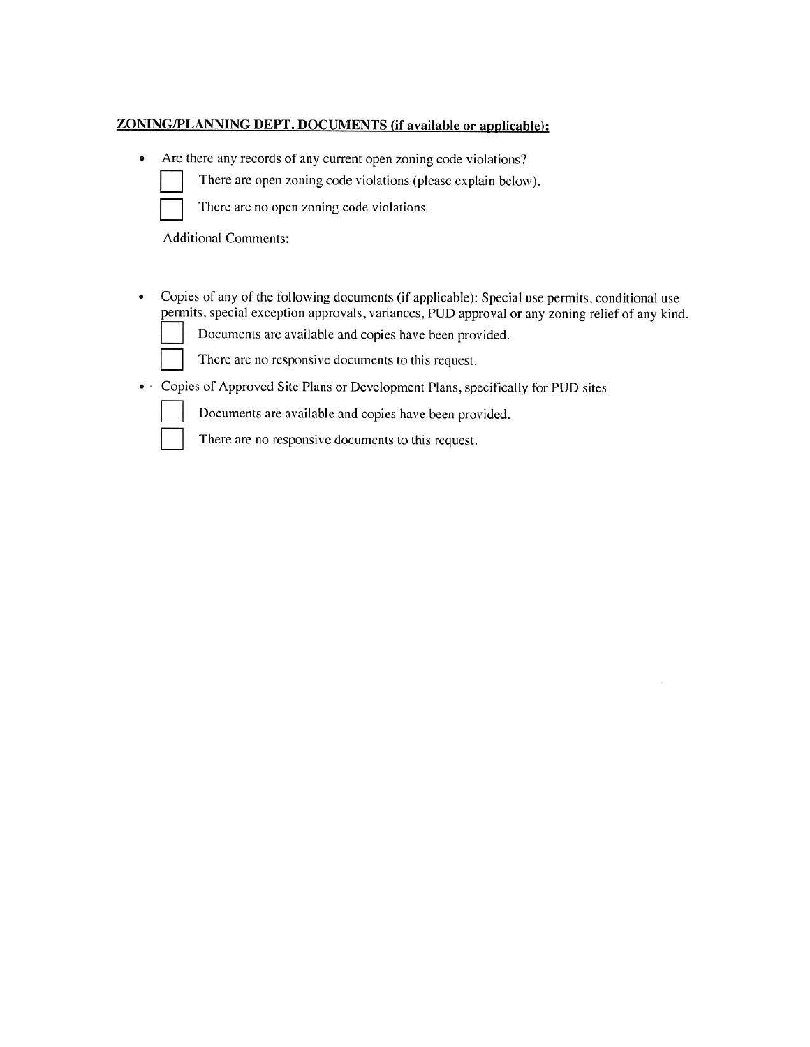**ZONING/PLANNING DEPT. DOCUMENTS (if available or applicable):**

- Are there any records of any current open zoning code violations?

  ☐ There are open zoning code violations (please explain below).

  ☐ There are no open zoning code violations.

  Additional Comments:

- Copies of any of the following documents (if applicable): Special use permits, conditional use permits, special exception approvals, variances, PUD approval or any zoning relief of any kind.

  ☐ Documents are available and copies have been provided.

  ☐ There are no responsive documents to this request.

- Copies of Approved Site Plans or Development Plans, specifically for PUD sites

  ☐ Documents are available and copies have been provided.

  ☐ There are no responsive documents to this request.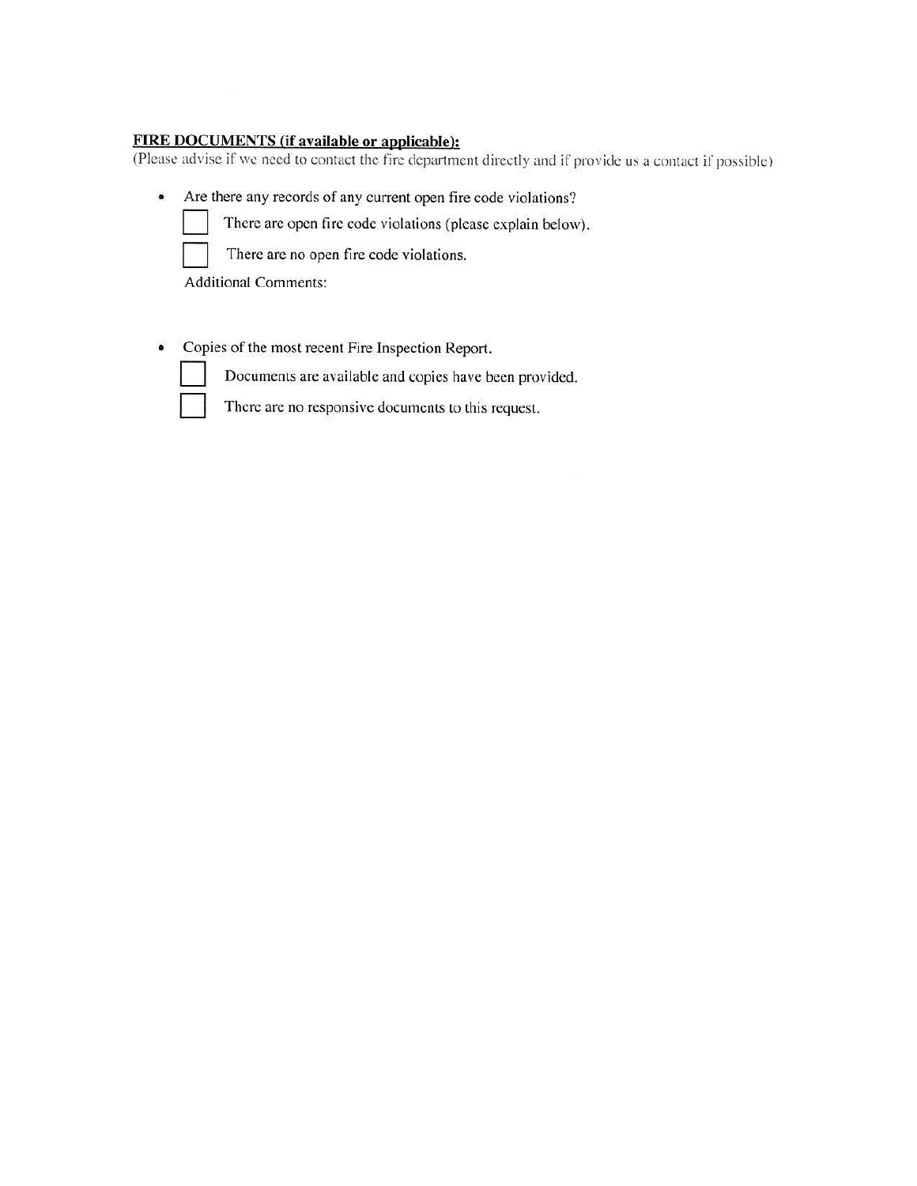**<u>FIRE DOCUMENTS (if available or applicable):</u>**

(Please advise if we need to contact the fire department directly and if provide us a contact if possible)

- Are there any records of any current open fire code violations?

  ☐ There are open fire code violations (please explain below).

  ☐ There are no open fire code violations.

  Additional Comments:

- Copies of the most recent Fire Inspection Report.

  ☐ Documents are available and copies have been provided.

  ☐ There are no responsive documents to this request.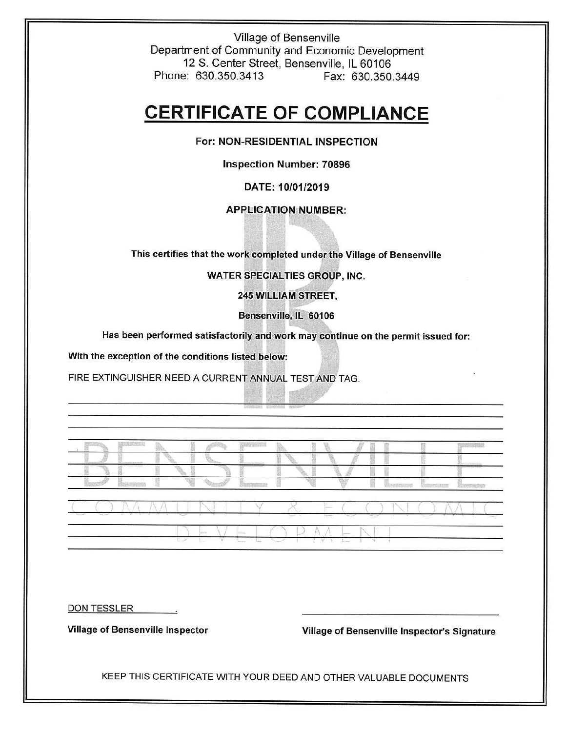Village of Bensenville
Department of Community and Economic Development
12 S. Center Street, Bensenville, IL 60106
Phone: 630.350.3413 Fax: 630.350.3449

# CERTIFICATE OF COMPLIANCE

**For: NON-RESIDENTIAL INSPECTION**

**Inspection Number: 70896**

**DATE: 10/01/2019**

**APPLICATION NUMBER:**

**This certifies that the work completed under the Village of Bensenville**

**WATER SPECIALTIES GROUP, INC.**

**245 WILLIAM STREET,**

**Bensenville, IL 60106**

**Has been performed satisfactorily and work may continue on the permit issued for:**

**With the exception of the conditions listed below:**

FIRE EXTINGUISHER NEED A CURRENT ANNUAL TEST AND TAG.

DON TESSLER

**Village of Bensenville Inspector**

**Village of Bensenville Inspector's Signature**

KEEP THIS CERTIFICATE WITH YOUR DEED AND OTHER VALUABLE DOCUMENTS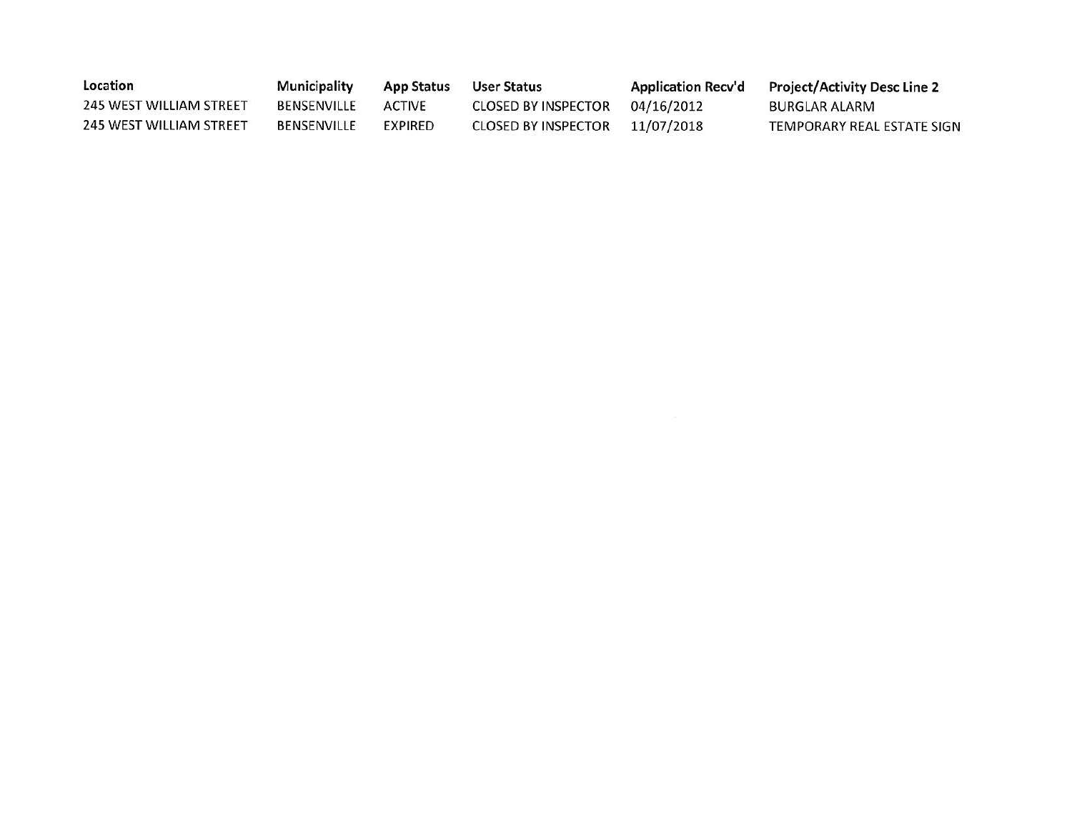| Location | Municipality | App Status | User Status | Application Recv'd | Project/Activity Desc Line 2 |
|---|---|---|---|---|---|
| 245 WEST WILLIAM STREET | BENSENVILLE | ACTIVE | CLOSED BY INSPECTOR | 04/16/2012 | BURGLAR ALARM |
| 245 WEST WILLIAM STREET | BENSENVILLE | EXPIRED | CLOSED BY INSPECTOR | 11/07/2018 | TEMPORARY REAL ESTATE SIGN |